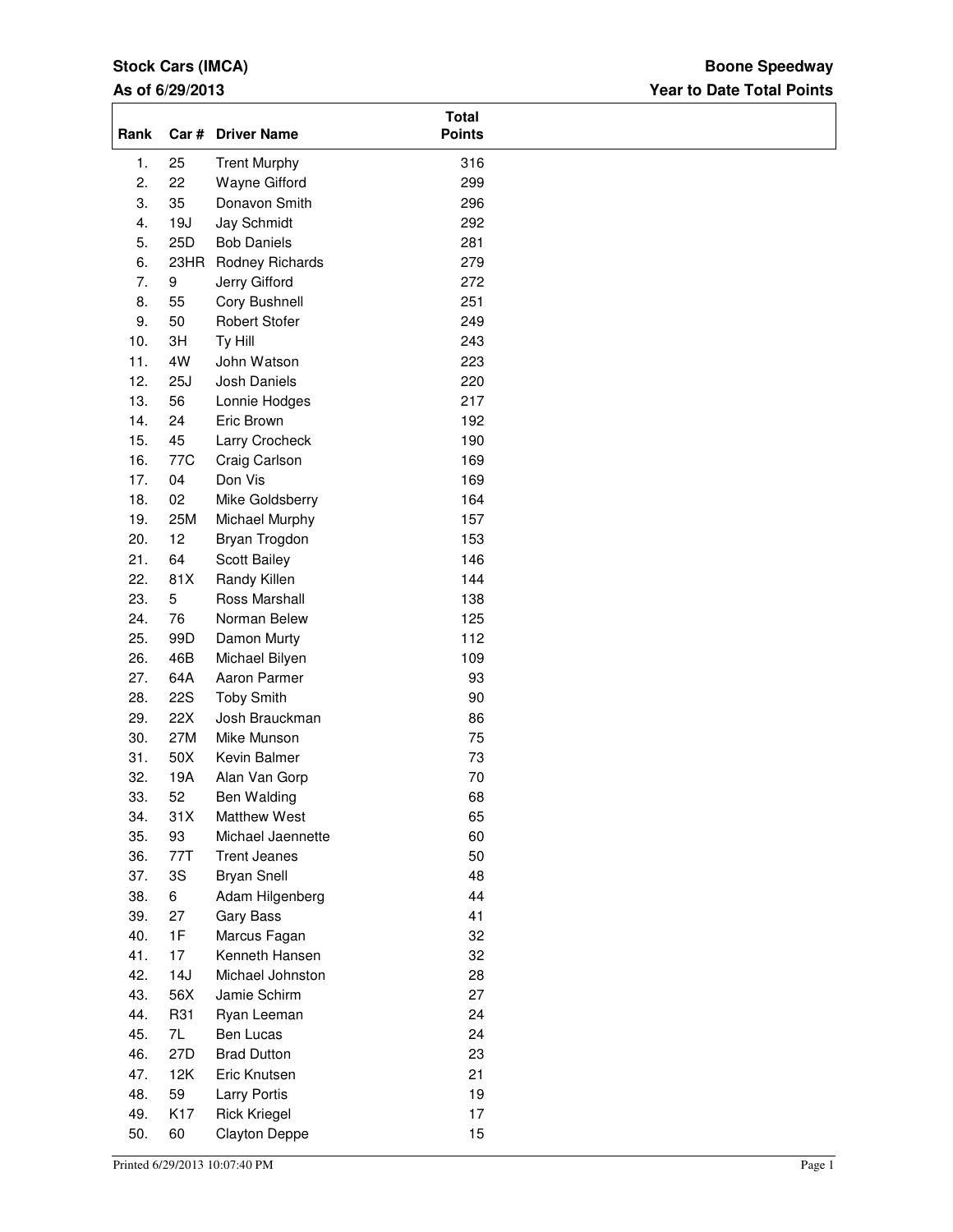**Stock Cars (IMCA)**

**As of 6/29/2013**

**Boone Speedway**

**Year to Date Total Points**

| Rank | Car # | Driver Name | Total Points |
|---|---|---|---|
| 1. | 25 | Trent Murphy | 316 |
| 2. | 22 | Wayne Gifford | 299 |
| 3. | 35 | Donavon Smith | 296 |
| 4. | 19J | Jay Schmidt | 292 |
| 5. | 25D | Bob Daniels | 281 |
| 6. | 23HR | Rodney Richards | 279 |
| 7. | 9 | Jerry Gifford | 272 |
| 8. | 55 | Cory Bushnell | 251 |
| 9. | 50 | Robert Stofer | 249 |
| 10. | 3H | Ty Hill | 243 |
| 11. | 4W | John Watson | 223 |
| 12. | 25J | Josh Daniels | 220 |
| 13. | 56 | Lonnie Hodges | 217 |
| 14. | 24 | Eric Brown | 192 |
| 15. | 45 | Larry Crocheck | 190 |
| 16. | 77C | Craig Carlson | 169 |
| 17. | 04 | Don Vis | 169 |
| 18. | 02 | Mike Goldsberry | 164 |
| 19. | 25M | Michael Murphy | 157 |
| 20. | 12 | Bryan Trogdon | 153 |
| 21. | 64 | Scott Bailey | 146 |
| 22. | 81X | Randy Killen | 144 |
| 23. | 5 | Ross Marshall | 138 |
| 24. | 76 | Norman Belew | 125 |
| 25. | 99D | Damon Murty | 112 |
| 26. | 46B | Michael Bilyen | 109 |
| 27. | 64A | Aaron Parmer | 93 |
| 28. | 22S | Toby Smith | 90 |
| 29. | 22X | Josh Brauckman | 86 |
| 30. | 27M | Mike Munson | 75 |
| 31. | 50X | Kevin Balmer | 73 |
| 32. | 19A | Alan Van Gorp | 70 |
| 33. | 52 | Ben Walding | 68 |
| 34. | 31X | Matthew West | 65 |
| 35. | 93 | Michael Jaennette | 60 |
| 36. | 77T | Trent Jeanes | 50 |
| 37. | 3S | Bryan Snell | 48 |
| 38. | 6 | Adam Hilgenberg | 44 |
| 39. | 27 | Gary Bass | 41 |
| 40. | 1F | Marcus Fagan | 32 |
| 41. | 17 | Kenneth Hansen | 32 |
| 42. | 14J | Michael Johnston | 28 |
| 43. | 56X | Jamie Schirm | 27 |
| 44. | R31 | Ryan Leeman | 24 |
| 45. | 7L | Ben Lucas | 24 |
| 46. | 27D | Brad Dutton | 23 |
| 47. | 12K | Eric Knutsen | 21 |
| 48. | 59 | Larry Portis | 19 |
| 49. | K17 | Rick Kriegel | 17 |
| 50. | 60 | Clayton Deppe | 15 |

Printed 6/29/2013 10:07:40 PM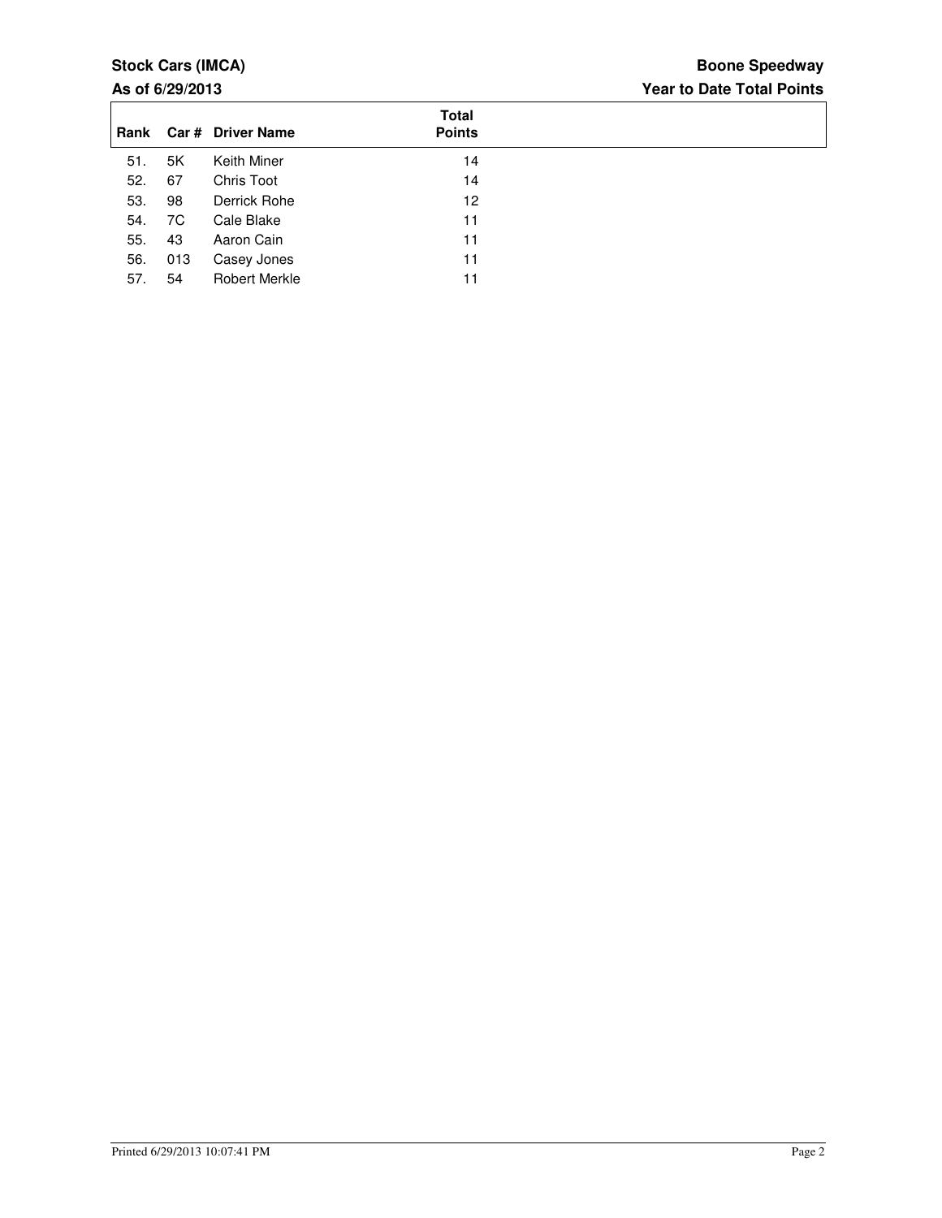**Stock Cars (IMCA)**

**As of 6/29/2013**

**Boone Speedway**

**Year to Date Total Points**

| Rank | Car # | Driver Name | Total Points |
|---|---|---|---|
| 51. | 5K | Keith Miner | 14 |
| 52. | 67 | Chris Toot | 14 |
| 53. | 98 | Derrick Rohe | 12 |
| 54. | 7C | Cale Blake | 11 |
| 55. | 43 | Aaron Cain | 11 |
| 56. | 013 | Casey Jones | 11 |
| 57. | 54 | Robert Merkle | 11 |

Printed 6/29/2013 10:07:41 PM